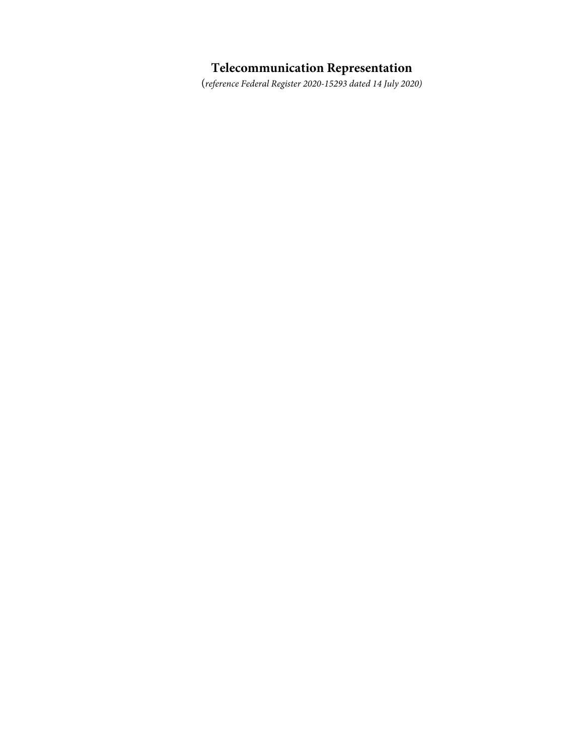# Telecommunication Representation

(*reference Federal Register 2020-15293 dated 14 July 2020)*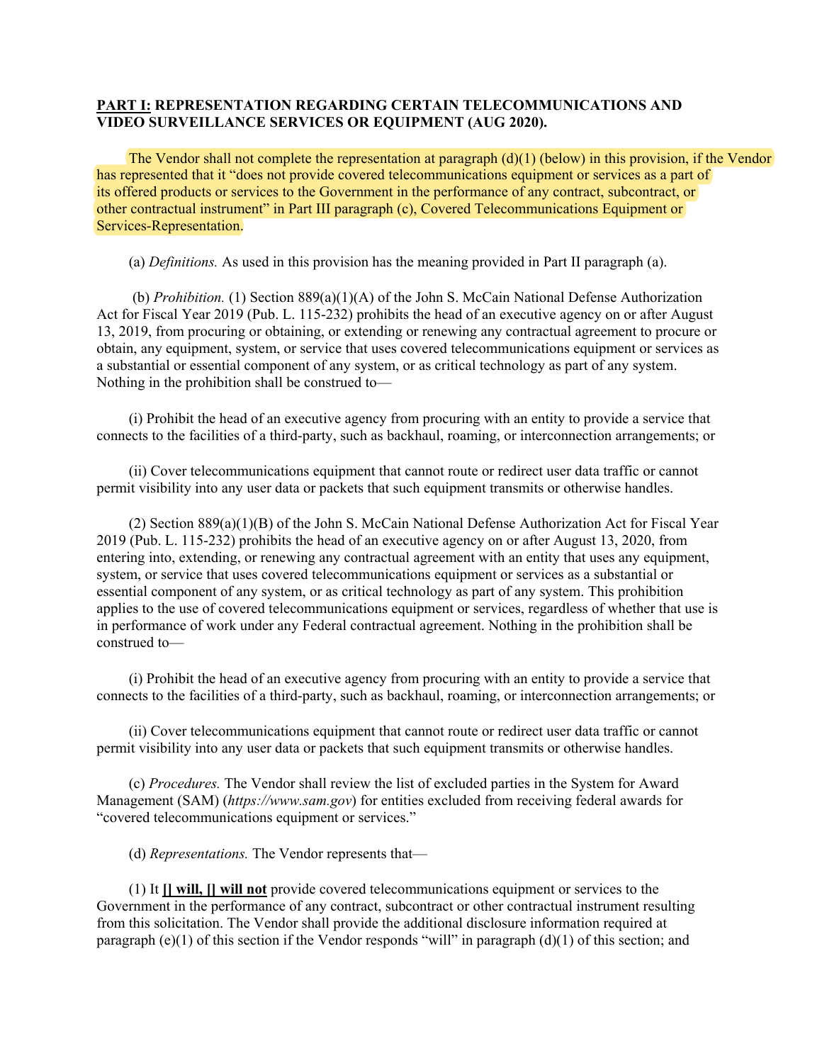**PART I: REPRESENTATION REGARDING CERTAIN TELECOMMUNICATIONS AND VIDEO SURVEILLANCE SERVICES OR EQUIPMENT (AUG 2020).**

The Vendor shall not complete the representation at paragraph (d)(1) (below) in this provision, if the Vendor has represented that it "does not provide covered telecommunications equipment or services as a part of its offered products or services to the Government in the performance of any contract, subcontract, or other contractual instrument" in Part III paragraph (c), Covered Telecommunications Equipment or Services-Representation.

(a) *Definitions.* As used in this provision has the meaning provided in Part II paragraph (a).

(b) *Prohibition.* (1) Section 889(a)(1)(A) of the John S. McCain National Defense Authorization Act for Fiscal Year 2019 (Pub. L. 115-232) prohibits the head of an executive agency on or after August 13, 2019, from procuring or obtaining, or extending or renewing any contractual agreement to procure or obtain, any equipment, system, or service that uses covered telecommunications equipment or services as a substantial or essential component of any system, or as critical technology as part of any system. Nothing in the prohibition shall be construed to—

(i) Prohibit the head of an executive agency from procuring with an entity to provide a service that connects to the facilities of a third-party, such as backhaul, roaming, or interconnection arrangements; or

(ii) Cover telecommunications equipment that cannot route or redirect user data traffic or cannot permit visibility into any user data or packets that such equipment transmits or otherwise handles.

(2) Section 889(a)(1)(B) of the John S. McCain National Defense Authorization Act for Fiscal Year 2019 (Pub. L. 115-232) prohibits the head of an executive agency on or after August 13, 2020, from entering into, extending, or renewing any contractual agreement with an entity that uses any equipment, system, or service that uses covered telecommunications equipment or services as a substantial or essential component of any system, or as critical technology as part of any system. This prohibition applies to the use of covered telecommunications equipment or services, regardless of whether that use is in performance of work under any Federal contractual agreement. Nothing in the prohibition shall be construed to—

(i) Prohibit the head of an executive agency from procuring with an entity to provide a service that connects to the facilities of a third-party, such as backhaul, roaming, or interconnection arrangements; or

(ii) Cover telecommunications equipment that cannot route or redirect user data traffic or cannot permit visibility into any user data or packets that such equipment transmits or otherwise handles.

(c) *Procedures.* The Vendor shall review the list of excluded parties in the System for Award Management (SAM) (*https://www.sam.gov*) for entities excluded from receiving federal awards for "covered telecommunications equipment or services."

(d) *Representations.* The Vendor represents that—

(1) It **[] will, [] will not** provide covered telecommunications equipment or services to the Government in the performance of any contract, subcontract or other contractual instrument resulting from this solicitation. The Vendor shall provide the additional disclosure information required at paragraph (e)(1) of this section if the Vendor responds "will" in paragraph (d)(1) of this section; and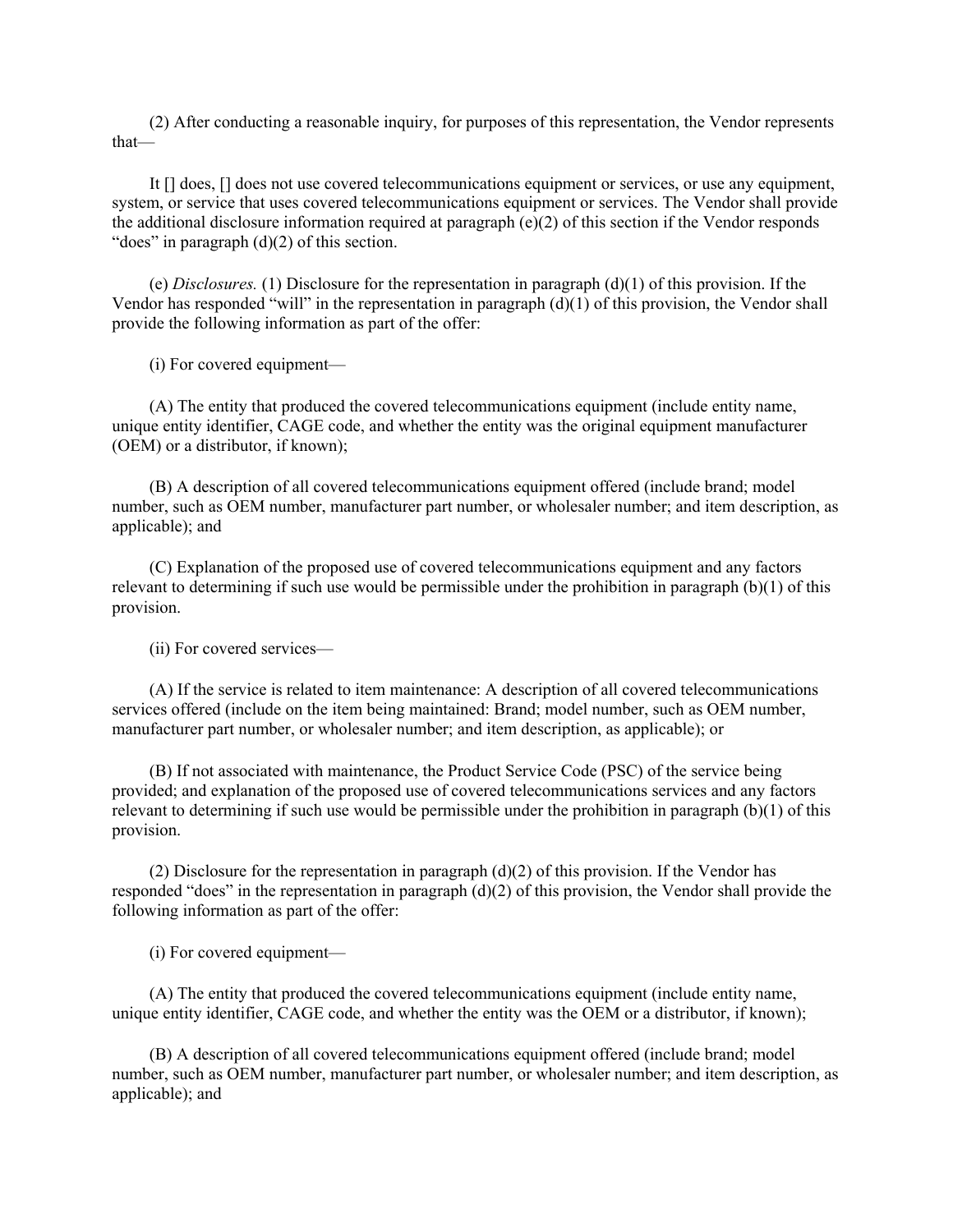(2) After conducting a reasonable inquiry, for purposes of this representation, the Vendor represents that—

It [] does, [] does not use covered telecommunications equipment or services, or use any equipment, system, or service that uses covered telecommunications equipment or services. The Vendor shall provide the additional disclosure information required at paragraph (e)(2) of this section if the Vendor responds "does" in paragraph (d)(2) of this section.

(e) *Disclosures.* (1) Disclosure for the representation in paragraph (d)(1) of this provision. If the Vendor has responded "will" in the representation in paragraph (d)(1) of this provision, the Vendor shall provide the following information as part of the offer:

(i) For covered equipment—

(A) The entity that produced the covered telecommunications equipment (include entity name, unique entity identifier, CAGE code, and whether the entity was the original equipment manufacturer (OEM) or a distributor, if known);

(B) A description of all covered telecommunications equipment offered (include brand; model number, such as OEM number, manufacturer part number, or wholesaler number; and item description, as applicable); and

(C) Explanation of the proposed use of covered telecommunications equipment and any factors relevant to determining if such use would be permissible under the prohibition in paragraph (b)(1) of this provision.

(ii) For covered services—

(A) If the service is related to item maintenance: A description of all covered telecommunications services offered (include on the item being maintained: Brand; model number, such as OEM number, manufacturer part number, or wholesaler number; and item description, as applicable); or

(B) If not associated with maintenance, the Product Service Code (PSC) of the service being provided; and explanation of the proposed use of covered telecommunications services and any factors relevant to determining if such use would be permissible under the prohibition in paragraph (b)(1) of this provision.

(2) Disclosure for the representation in paragraph (d)(2) of this provision. If the Vendor has responded "does" in the representation in paragraph (d)(2) of this provision, the Vendor shall provide the following information as part of the offer:

(i) For covered equipment—

(A) The entity that produced the covered telecommunications equipment (include entity name, unique entity identifier, CAGE code, and whether the entity was the OEM or a distributor, if known);

(B) A description of all covered telecommunications equipment offered (include brand; model number, such as OEM number, manufacturer part number, or wholesaler number; and item description, as applicable); and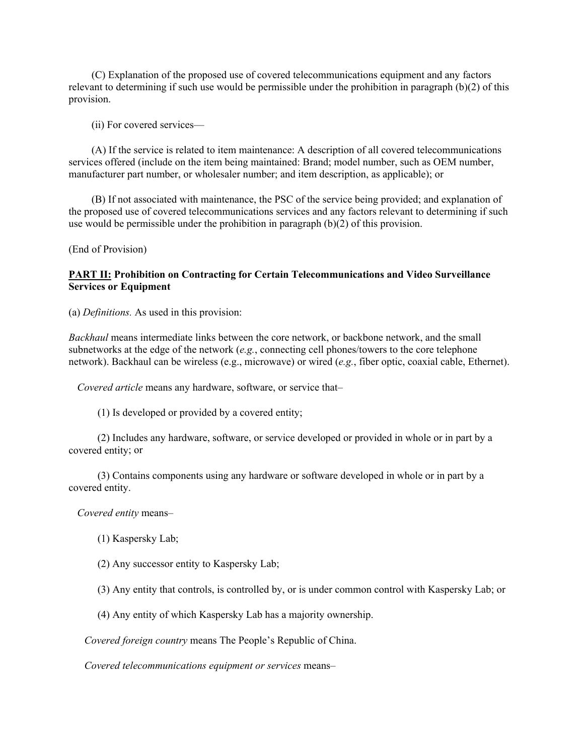(C) Explanation of the proposed use of covered telecommunications equipment and any factors relevant to determining if such use would be permissible under the prohibition in paragraph (b)(2) of this provision.

(ii) For covered services—

(A) If the service is related to item maintenance: A description of all covered telecommunications services offered (include on the item being maintained: Brand; model number, such as OEM number, manufacturer part number, or wholesaler number; and item description, as applicable); or

(B) If not associated with maintenance, the PSC of the service being provided; and explanation of the proposed use of covered telecommunications services and any factors relevant to determining if such use would be permissible under the prohibition in paragraph (b)(2) of this provision.

(End of Provision)

**PART II: Prohibition on Contracting for Certain Telecommunications and Video Surveillance Services or Equipment**

(a) *Definitions.* As used in this provision:

*Backhaul* means intermediate links between the core network, or backbone network, and the small subnetworks at the edge of the network (*e.g.*, connecting cell phones/towers to the core telephone network). Backhaul can be wireless (e.g., microwave) or wired (*e.g.*, fiber optic, coaxial cable, Ethernet).

*Covered article* means any hardware, software, or service that–

(1) Is developed or provided by a covered entity;

(2) Includes any hardware, software, or service developed or provided in whole or in part by a covered entity; or

(3) Contains components using any hardware or software developed in whole or in part by a covered entity.

*Covered entity* means–

(1) Kaspersky Lab;

(2) Any successor entity to Kaspersky Lab;

(3) Any entity that controls, is controlled by, or is under common control with Kaspersky Lab; or

(4) Any entity of which Kaspersky Lab has a majority ownership.

*Covered foreign country* means The People's Republic of China.

*Covered telecommunications equipment or services* means–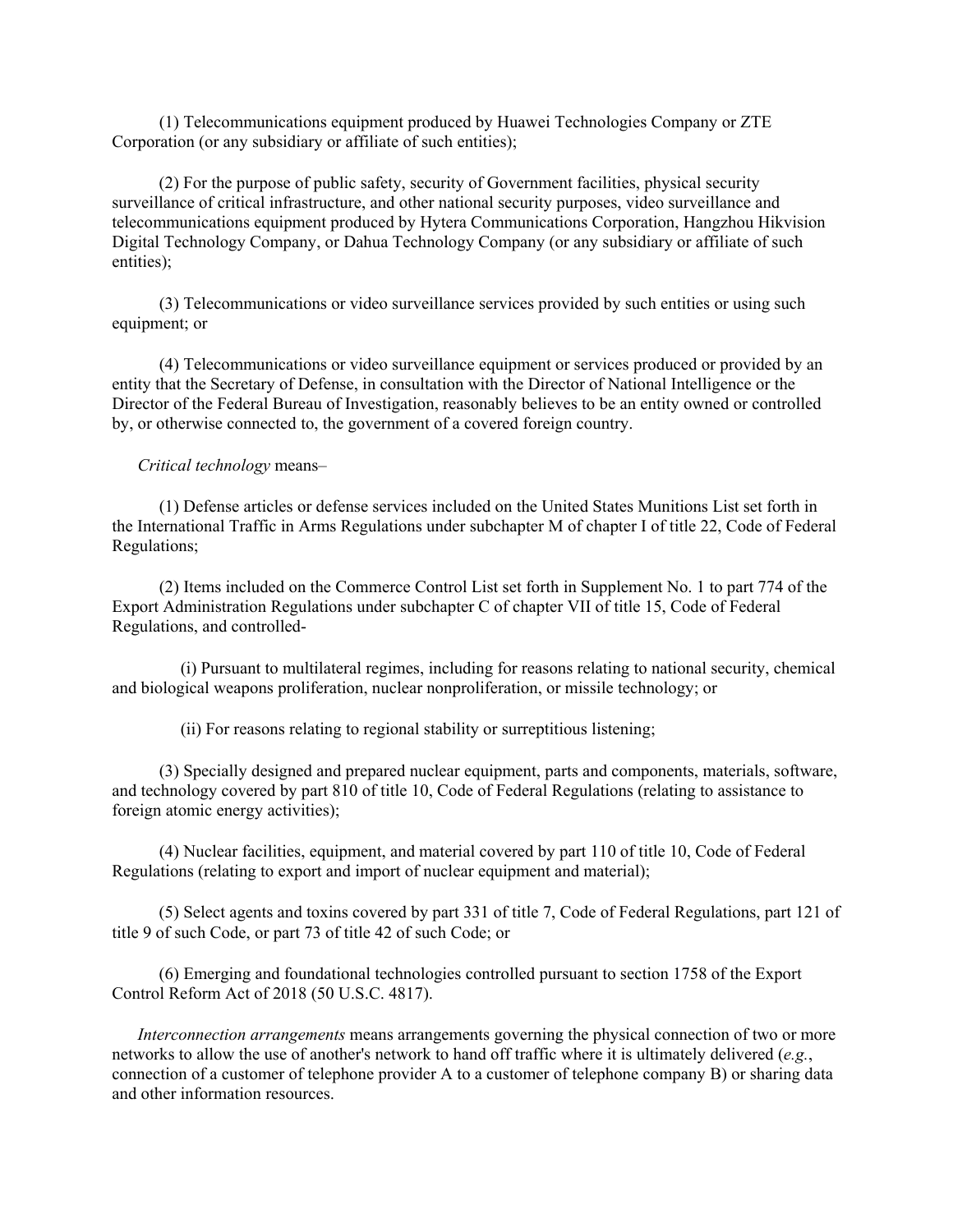(1) Telecommunications equipment produced by Huawei Technologies Company or ZTE Corporation (or any subsidiary or affiliate of such entities);

(2) For the purpose of public safety, security of Government facilities, physical security surveillance of critical infrastructure, and other national security purposes, video surveillance and telecommunications equipment produced by Hytera Communications Corporation, Hangzhou Hikvision Digital Technology Company, or Dahua Technology Company (or any subsidiary or affiliate of such entities);

(3) Telecommunications or video surveillance services provided by such entities or using such equipment; or

(4) Telecommunications or video surveillance equipment or services produced or provided by an entity that the Secretary of Defense, in consultation with the Director of National Intelligence or the Director of the Federal Bureau of Investigation, reasonably believes to be an entity owned or controlled by, or otherwise connected to, the government of a covered foreign country.

*Critical technology* means–

(1) Defense articles or defense services included on the United States Munitions List set forth in the International Traffic in Arms Regulations under subchapter M of chapter I of title 22, Code of Federal Regulations;

(2) Items included on the Commerce Control List set forth in Supplement No. 1 to part 774 of the Export Administration Regulations under subchapter C of chapter VII of title 15, Code of Federal Regulations, and controlled-

(i) Pursuant to multilateral regimes, including for reasons relating to national security, chemical and biological weapons proliferation, nuclear nonproliferation, or missile technology; or

(ii) For reasons relating to regional stability or surreptitious listening;

(3) Specially designed and prepared nuclear equipment, parts and components, materials, software, and technology covered by part 810 of title 10, Code of Federal Regulations (relating to assistance to foreign atomic energy activities);

(4) Nuclear facilities, equipment, and material covered by part 110 of title 10, Code of Federal Regulations (relating to export and import of nuclear equipment and material);

(5) Select agents and toxins covered by part 331 of title 7, Code of Federal Regulations, part 121 of title 9 of such Code, or part 73 of title 42 of such Code; or

(6) Emerging and foundational technologies controlled pursuant to section 1758 of the Export Control Reform Act of 2018 (50 U.S.C. 4817).

*Interconnection arrangements* means arrangements governing the physical connection of two or more networks to allow the use of another's network to hand off traffic where it is ultimately delivered (*e.g.*, connection of a customer of telephone provider A to a customer of telephone company B) or sharing data and other information resources.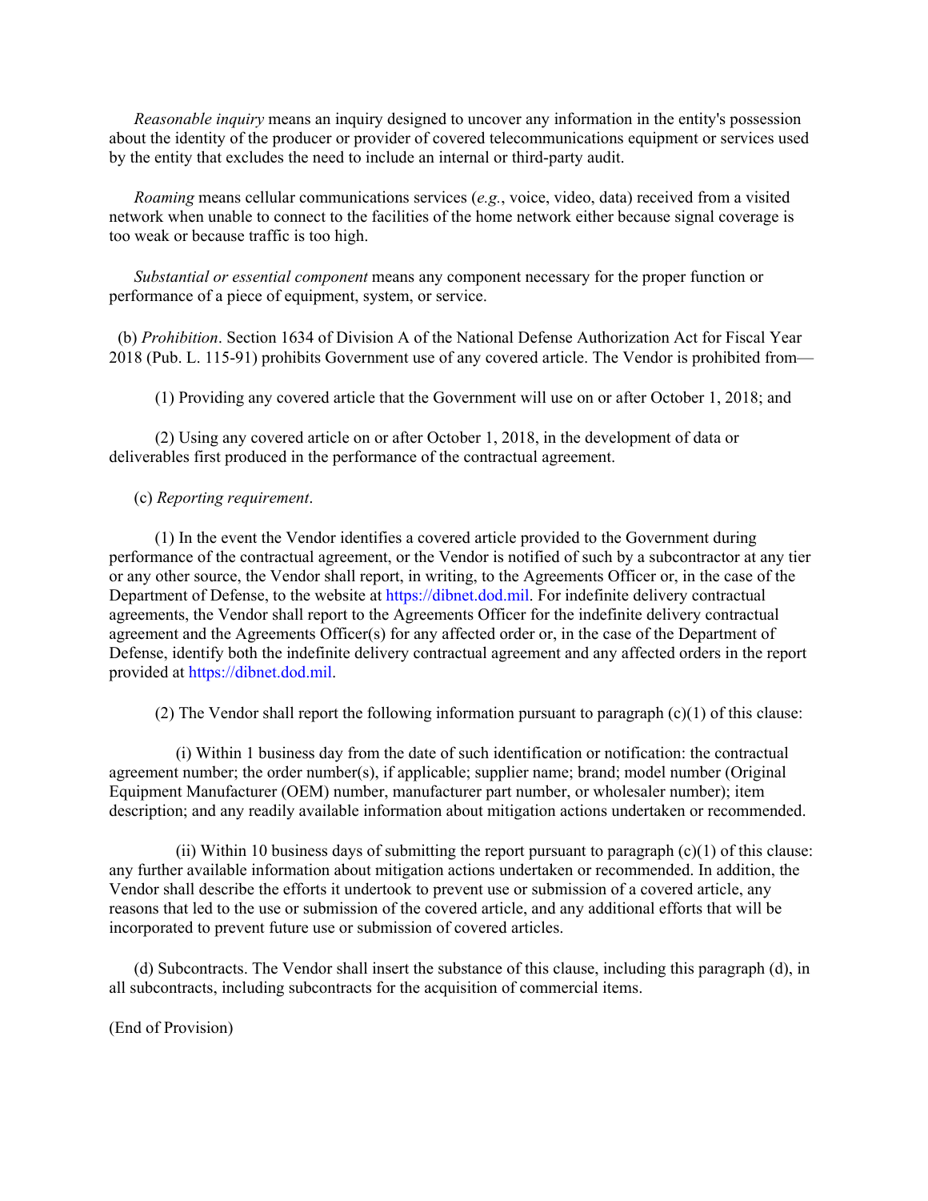*Reasonable inquiry* means an inquiry designed to uncover any information in the entity's possession about the identity of the producer or provider of covered telecommunications equipment or services used by the entity that excludes the need to include an internal or third-party audit.

*Roaming* means cellular communications services (*e.g.*, voice, video, data) received from a visited network when unable to connect to the facilities of the home network either because signal coverage is too weak or because traffic is too high.

*Substantial or essential component* means any component necessary for the proper function or performance of a piece of equipment, system, or service.

(b) *Prohibition*. Section 1634 of Division A of the National Defense Authorization Act for Fiscal Year 2018 (Pub. L. 115-91) prohibits Government use of any covered article. The Vendor is prohibited from—

(1) Providing any covered article that the Government will use on or after October 1, 2018; and

(2) Using any covered article on or after October 1, 2018, in the development of data or deliverables first produced in the performance of the contractual agreement.

(c) *Reporting requirement*.

(1) In the event the Vendor identifies a covered article provided to the Government during performance of the contractual agreement, or the Vendor is notified of such by a subcontractor at any tier or any other source, the Vendor shall report, in writing, to the Agreements Officer or, in the case of the Department of Defense, to the website at https://dibnet.dod.mil. For indefinite delivery contractual agreements, the Vendor shall report to the Agreements Officer for the indefinite delivery contractual agreement and the Agreements Officer(s) for any affected order or, in the case of the Department of Defense, identify both the indefinite delivery contractual agreement and any affected orders in the report provided at https://dibnet.dod.mil.

(2) The Vendor shall report the following information pursuant to paragraph (c)(1) of this clause:

(i) Within 1 business day from the date of such identification or notification: the contractual agreement number; the order number(s), if applicable; supplier name; brand; model number (Original Equipment Manufacturer (OEM) number, manufacturer part number, or wholesaler number); item description; and any readily available information about mitigation actions undertaken or recommended.

(ii) Within 10 business days of submitting the report pursuant to paragraph (c)(1) of this clause: any further available information about mitigation actions undertaken or recommended. In addition, the Vendor shall describe the efforts it undertook to prevent use or submission of a covered article, any reasons that led to the use or submission of the covered article, and any additional efforts that will be incorporated to prevent future use or submission of covered articles.

(d) Subcontracts. The Vendor shall insert the substance of this clause, including this paragraph (d), in all subcontracts, including subcontracts for the acquisition of commercial items.

(End of Provision)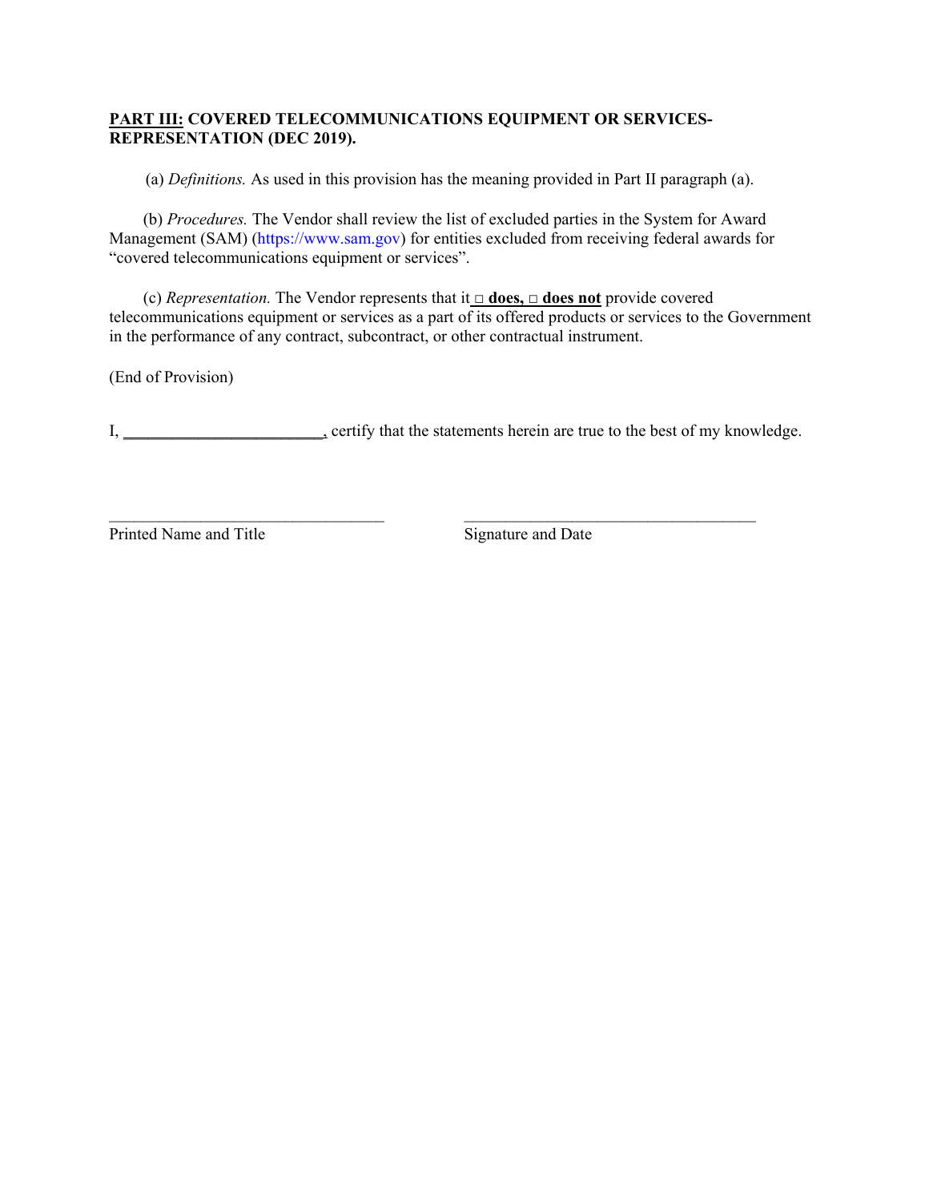**<u>PART III:</u> COVERED TELECOMMUNICATIONS EQUIPMENT OR SERVICES-REPRESENTATION (DEC 2019).**

(a) *Definitions.* As used in this provision has the meaning provided in Part II paragraph (a).

(b) *Procedures.* The Vendor shall review the list of excluded parties in the System for Award Management (SAM) (https://www.sam.gov) for entities excluded from receiving federal awards for "covered telecommunications equipment or services".

(c) *Representation.* The Vendor represents that it **□ does, □ does not** provide covered telecommunications equipment or services as a part of its offered products or services to the Government in the performance of any contract, subcontract, or other contractual instrument.

(End of Provision)

I, ________________________, certify that the statements herein are true to the best of my knowledge.

__________________________________ &nbsp;&nbsp;&nbsp;&nbsp; ____________________________________

Printed Name and Title &nbsp;&nbsp;&nbsp;&nbsp; Signature and Date